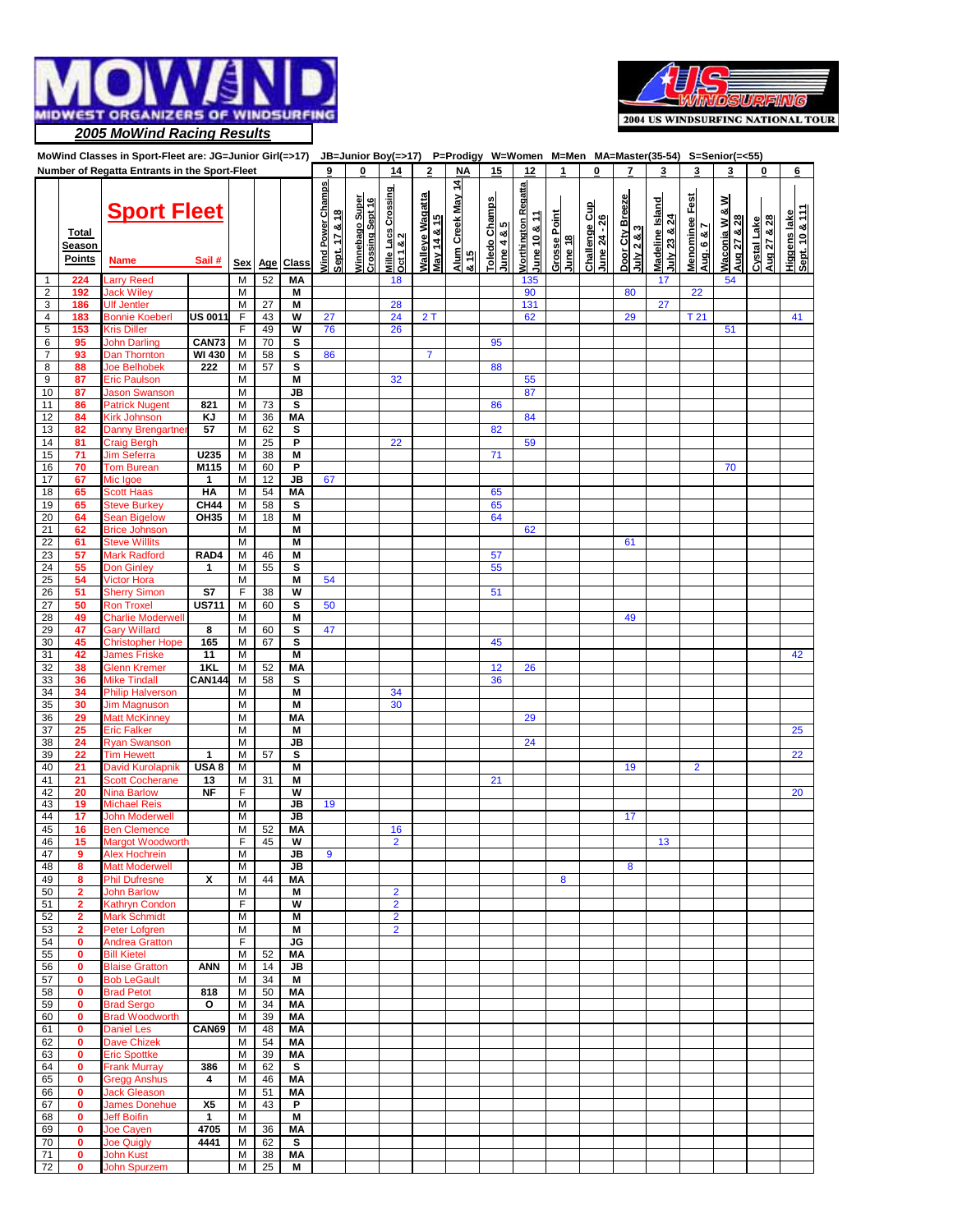# 2005 MoWind Racing Results

MoWind Classes in Sport-Fleet are: JG=Junior Girl(=>17) JB=Junior Boy(=>17) P=Prodigy W=Women M=Men MA=Master(35-54) S=Senior(=<55)

Number of Regatta Entrants in the Sport-Fleet

| | | | | | | | 9 | 0 | 14 | 2 | NA | 15 | 12 | 1 | 0 | 7 | 3 | 3 | 3 | 0 | 6 |
|---|---|---|---|---|---|---|---|---|---|---|---|---|---|---|---|---|---|---|---|---|---|
| | Total Season Points | **Sport Fleet** Name | Sail # | Sex | Age | Class | Wind Power Champs Sept. 17 & 18 | Winnebago Super Crossing Sept 16 | Mille Lacs Crossing Oct 1 & 2 | Walleye Wagatta May 14 & 15 | Alum Creek May 14 & 15 | Toledo Champs June 4 & 5 | Worthington Regatta June 10 & 11 | Grosse Point June 18 | Challenge Cup June 24 - 26 | Door Cty Breeze July 2 & 3 | Madeline Island July 23 & 24 | Menominee Fest Aug. 6 & 7 | Waconia W & W Aug 27 & 28 | Cystal Lake Aug 27 & 28 | Higgens lake Sept. 10 & 11 |
| 1 | 224 | Larry Reed | | M | 52 | MA | | | 18 | | | | 135 | | | | 17 | | 54 | | |
| 2 | 192 | Jack Wiley | | M | | M | | | | | | | 90 | | | 80 | | 22 | | | |
| 3 | 186 | Ulf Jentler | | M | 27 | M | | | 28 | | | | 131 | | | | 27 | | | | |
| 4 | 183 | Bonnie Koeberl | US 0011 | F | 43 | W | 27 | | 24 | 2 T | | | 62 | | | 29 | | T 21 | | | 41 |
| 5 | 153 | Kris Diller | | F | 49 | W | 76 | | 26 | | | | | | | | | | 51 | | |
| 6 | 95 | John Darling | CAN73 | M | 70 | S | | | | | | 95 | | | | | | | | | |
| 7 | 93 | Dan Thornton | WI 430 | M | 58 | S | 86 | | | 7 | | | | | | | | | | | |
| 8 | 88 | Joe Belhobek | 222 | M | 57 | S | | | | | | 88 | | | | | | | | | |
| 9 | 87 | Eric Paulson | | M | | M | | | 32 | | | | 55 | | | | | | | | |
| 10 | 87 | Jason Swanson | | M | | JB | | | | | | | 87 | | | | | | | | |
| 11 | 86 | Patrick Nugent | 821 | M | 73 | S | | | | | | 86 | | | | | | | | | |
| 12 | 84 | Kirk Johnson | KJ | M | 36 | MA | | | | | | | 84 | | | | | | | | |
| 13 | 82 | Danny Brengartner | 57 | M | 62 | S | | | | | | 82 | | | | | | | | | |
| 14 | 81 | Craig Bergh | | M | 25 | P | | | 22 | | | | 59 | | | | | | | | |
| 15 | 71 | Jim Seferra | U235 | M | 38 | M | | | | | | 71 | | | | | | | | | |
| 16 | 70 | Tom Burean | M115 | M | 60 | P | | | | | | | | | | | | | 70 | | |
| 17 | 67 | Mic Igoe | 1 | M | 12 | JB | 67 | | | | | | | | | | | | | | |
| 18 | 65 | Scott Haas | HA | M | 54 | MA | | | | | | 65 | | | | | | | | | |
| 19 | 65 | Steve Burkey | CH44 | M | 58 | S | | | | | | 65 | | | | | | | | | |
| 20 | 64 | Sean Bigelow | OH35 | M | 18 | M | | | | | | 64 | | | | | | | | | |
| 21 | 62 | Brice Johnson | | M | | M | | | | | | | 62 | | | | | | | | |
| 22 | 61 | Steve Willits | | M | | M | | | | | | | | | | 61 | | | | | |
| 23 | 57 | Mark Radford | RAD4 | M | 46 | M | | | | | | 57 | | | | | | | | | |
| 24 | 55 | Don Ginley | 1 | M | 55 | S | | | | | | 55 | | | | | | | | | |
| 25 | 54 | Victor Hora | | M | | M | 54 | | | | | | | | | | | | | | |
| 26 | 51 | Sherry Simon | S7 | F | 38 | W | | | | | | 51 | | | | | | | | | |
| 27 | 50 | Ron Troxel | US711 | M | 60 | S | 50 | | | | | | | | | | | | | | |
| 28 | 49 | Charlie Moderwell | | M | | M | | | | | | | | | | 49 | | | | | |
| 29 | 47 | Gary Willard | 8 | M | 60 | S | 47 | | | | | | | | | | | | | | |
| 30 | 45 | Christopher Hope | 165 | M | 67 | S | | | | | | 45 | | | | | | | | | |
| 31 | 42 | James Friske | 11 | M | | M | | | | | | | | | | | | | | | 42 |
| 32 | 38 | Glenn Kremer | 1KL | M | 52 | MA | | | | | | 12 | 26 | | | | | | | | |
| 33 | 36 | Mike Tindall | CAN144 | M | 58 | S | | | | | | 36 | | | | | | | | | |
| 34 | 34 | Philip Halverson | | M | | M | | | 34 | | | | | | | | | | | | |
| 35 | 30 | Jim Magnuson | | M | | M | | | 30 | | | | | | | | | | | | |
| 36 | 29 | Matt McKinney | | M | | MA | | | | | | | 29 | | | | | | | | |
| 37 | 25 | Eric Falker | | M | | M | | | | | | | | | | | | | | | 25 |
| 38 | 24 | Ryan Swanson | | M | | JB | | | | | | | 24 | | | | | | | | |
| 39 | 22 | Tim Hewett | 1 | M | 57 | S | | | | | | | | | | | | | | | 22 |
| 40 | 21 | David Kurolapnik | USA 8 | M | | M | | | | | | | | | | 19 | | 2 | | | |
| 41 | 21 | Scott Cocherane | 13 | M | 31 | M | | | | | | 21 | | | | | | | | | |
| 42 | 20 | Nina Barlow | NF | F | | W | | | | | | | | | | | | | | | 20 |
| 43 | 19 | Michael Reis | | M | | JB | 19 | | | | | | | | | | | | | | |
| 44 | 17 | John Moderwell | | M | | JB | | | | | | | | | | 17 | | | | | |
| 45 | 16 | Ben Clemence | | M | 52 | MA | | | 16 | | | | | | | | | | | | |
| 46 | 15 | Margot Woodworth | | F | 45 | W | | | 2 | | | | | | | | 13 | | | | |
| 47 | 9 | Alex Hochrein | | M | | JB | 9 | | | | | | | | | | | | | | |
| 48 | 8 | Matt Moderwell | | M | | JB | | | | | | | | | | 8 | | | | | |
| 49 | 8 | Phil Dufresne | X | M | 44 | MA | | | | | | | | 8 | | | | | | | |
| 50 | 2 | John Barlow | | M | | M | | | 2 | | | | | | | | | | | | |
| 51 | 2 | Kathryn Condon | | F | | W | | | 2 | | | | | | | | | | | | |
| 52 | 2 | Mark Schmidt | | M | | M | | | 2 | | | | | | | | | | | | |
| 53 | 2 | Peter Lofgren | | M | | M | | | 2 | | | | | | | | | | | | |
| 54 | 0 | Andrea Gratton | | F | | JG | | | | | | | | | | | | | | | |
| 55 | 0 | Bill Kietel | | M | 52 | MA | | | | | | | | | | | | | | | |
| 56 | 0 | Blaise Gratton | ANN | M | 14 | JB | | | | | | | | | | | | | | | |
| 57 | 0 | Bob LeGault | | M | 34 | M | | | | | | | | | | | | | | | |
| 58 | 0 | Brad Petot | 818 | M | 50 | MA | | | | | | | | | | | | | | | |
| 59 | 0 | Brad Sergo | O | M | 34 | MA | | | | | | | | | | | | | | | |
| 60 | 0 | Brad Woodworth | | M | 39 | MA | | | | | | | | | | | | | | | |
| 61 | 0 | Daniel Les | CAN69 | M | 48 | MA | | | | | | | | | | | | | | | |
| 62 | 0 | Dave Chizek | | M | 54 | MA | | | | | | | | | | | | | | | |
| 63 | 0 | Eric Spottke | | M | 39 | MA | | | | | | | | | | | | | | | |
| 64 | 0 | Frank Murray | 386 | M | 62 | S | | | | | | | | | | | | | | | |
| 65 | 0 | Gregg Anshus | 4 | M | 46 | MA | | | | | | | | | | | | | | | |
| 66 | 0 | Jack Gleason | | M | 51 | MA | | | | | | | | | | | | | | | |
| 67 | 0 | James Donehue | X5 | M | 43 | P | | | | | | | | | | | | | | | |
| 68 | 0 | Jeff Boifin | 1 | M | | M | | | | | | | | | | | | | | | |
| 69 | 0 | Joe Cayen | 4705 | M | 36 | MA | | | | | | | | | | | | | | | |
| 70 | 0 | Joe Quigly | 4441 | M | 62 | S | | | | | | | | | | | | | | | |
| 71 | 0 | John Kust | | M | 38 | MA | | | | | | | | | | | | | | | |
| 72 | 0 | John Spurzem | | M | 25 | M | | | | | | | | | | | | | | | |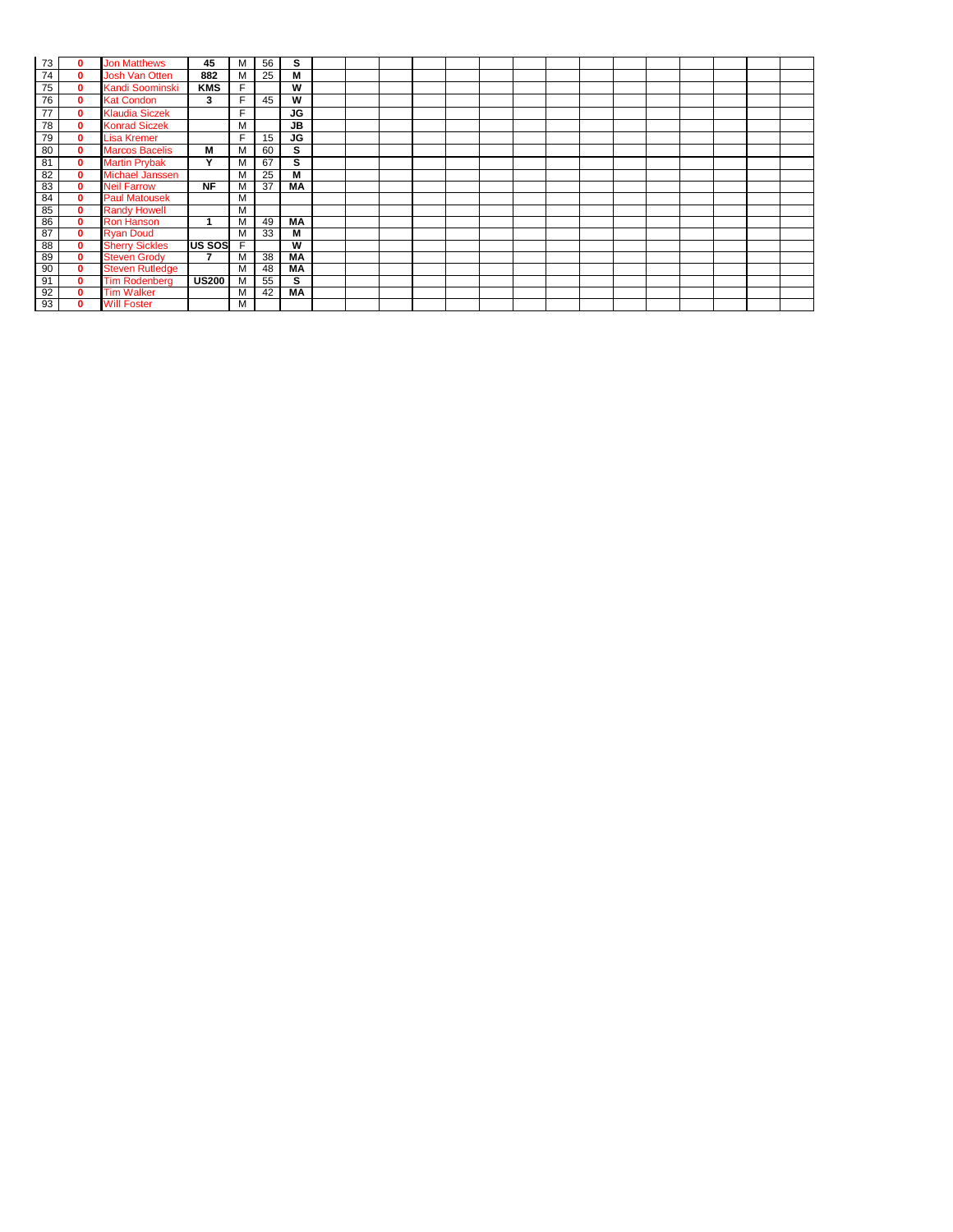| | | | | | | | | | | | | | | | | | | | | | |
|---|---|---|---|---|---|---|---|---|---|---|---|---|---|---|---|---|---|---|---|---|---|
| 73 | 0 | Jon Matthews | 45 | M | 56 | S | | | | | | | | | | | | | | | |
| 74 | 0 | Josh Van Otten | 882 | M | 25 | M | | | | | | | | | | | | | | | |
| 75 | 0 | Kandi Soominski | KMS | F | | W | | | | | | | | | | | | | | | |
| 76 | 0 | Kat Condon | 3 | F | 45 | W | | | | | | | | | | | | | | | |
| 77 | 0 | Klaudia Siczek | | F | | JG | | | | | | | | | | | | | | | |
| 78 | 0 | Konrad Siczek | | M | | JB | | | | | | | | | | | | | | | |
| 79 | 0 | Lisa Kremer | | F | 15 | JG | | | | | | | | | | | | | | | |
| 80 | 0 | Marcos Bacelis | M | M | 60 | S | | | | | | | | | | | | | | | |
| 81 | 0 | Martin Prybak | Y | M | 67 | S | | | | | | | | | | | | | | | |
| 82 | 0 | Michael Janssen | | M | 25 | M | | | | | | | | | | | | | | | |
| 83 | 0 | Neil Farrow | NF | M | 37 | MA | | | | | | | | | | | | | | | |
| 84 | 0 | Paul Matousek | | M | | | | | | | | | | | | | | | | | |
| 85 | 0 | Randy Howell | | M | | | | | | | | | | | | | | | | | |
| 86 | 0 | Ron Hanson | 1 | M | 49 | MA | | | | | | | | | | | | | | | |
| 87 | 0 | Ryan Doud | | M | 33 | M | | | | | | | | | | | | | | | |
| 88 | 0 | Sherry Sickles | US SOS | F | | W | | | | | | | | | | | | | | | |
| 89 | 0 | Steven Grody | 7 | M | 38 | MA | | | | | | | | | | | | | | | |
| 90 | 0 | Steven Rutledge | | M | 48 | MA | | | | | | | | | | | | | | | |
| 91 | 0 | Tim Rodenberg | US200 | M | 55 | S | | | | | | | | | | | | | | | |
| 92 | 0 | Tim Walker | | M | 42 | MA | | | | | | | | | | | | | | | |
| 93 | 0 | Will Foster | | M | | | | | | | | | | | | | | | | | |